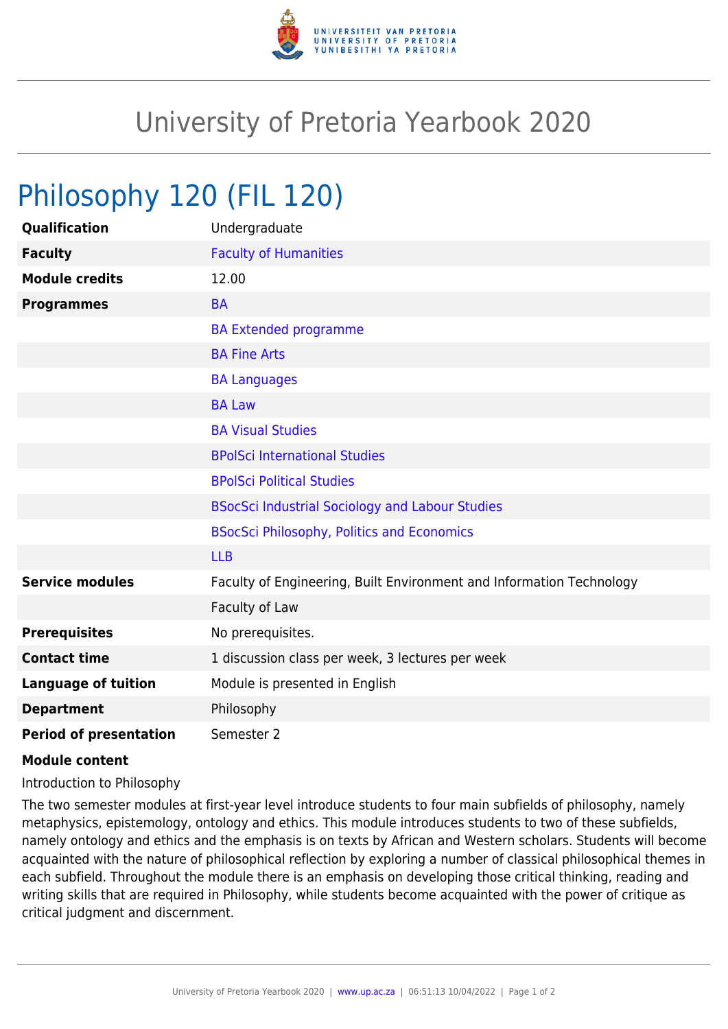# University of Pretoria Yearbook 2020

## Philosophy 120 (FIL 120)

| | |
|---|---|
| **Qualification** | Undergraduate |
| **Faculty** | Faculty of Humanities |
| **Module credits** | 12.00 |
| **Programmes** | BA |
| | BA Extended programme |
| | BA Fine Arts |
| | BA Languages |
| | BA Law |
| | BA Visual Studies |
| | BPolSci International Studies |
| | BPolSci Political Studies |
| | BSocSci Industrial Sociology and Labour Studies |
| | BSocSci Philosophy, Politics and Economics |
| | LLB |
| **Service modules** | Faculty of Engineering, Built Environment and Information Technology |
| | Faculty of Law |
| **Prerequisites** | No prerequisites. |
| **Contact time** | 1 discussion class per week, 3 lectures per week |
| **Language of tuition** | Module is presented in English |
| **Department** | Philosophy |
| **Period of presentation** | Semester 2 |

**Module content**

Introduction to Philosophy

The two semester modules at first-year level introduce students to four main subfields of philosophy, namely metaphysics, epistemology, ontology and ethics. This module introduces students to two of these subfields, namely ontology and ethics and the emphasis is on texts by African and Western scholars. Students will become acquainted with the nature of philosophical reflection by exploring a number of classical philosophical themes in each subfield. Throughout the module there is an emphasis on developing those critical thinking, reading and writing skills that are required in Philosophy, while students become acquainted with the power of critique as critical judgment and discernment.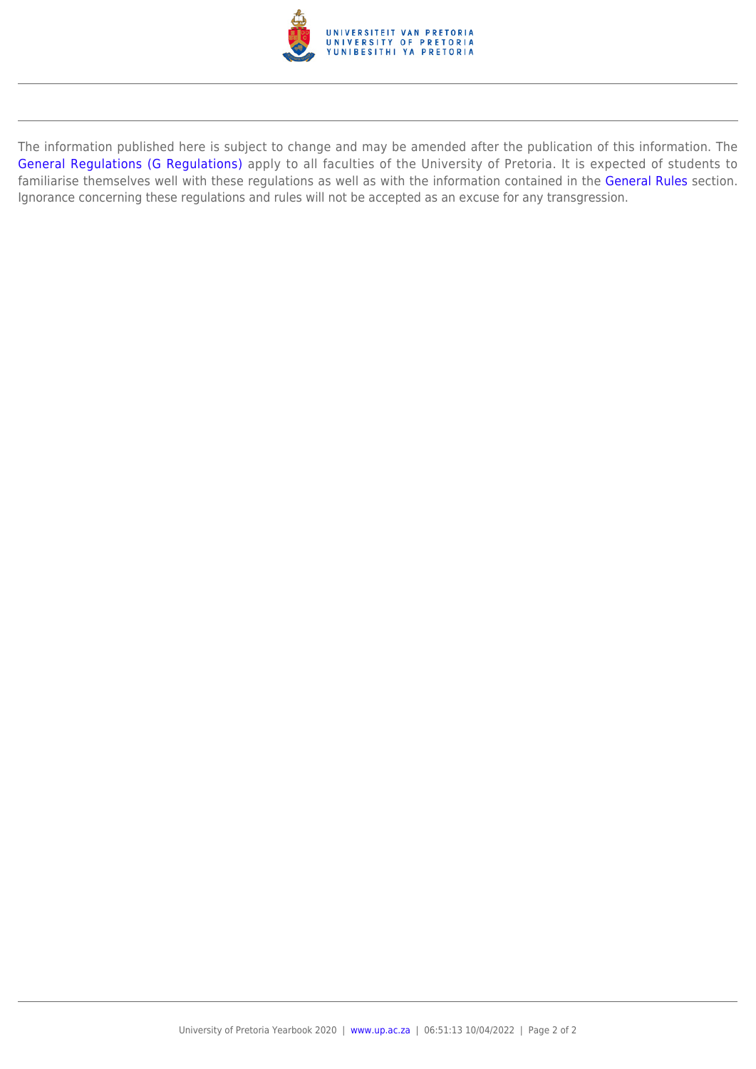The information published here is subject to change and may be amended after the publication of this information. The General Regulations (G Regulations) apply to all faculties of the University of Pretoria. It is expected of students to familiarise themselves well with these regulations as well as with the information contained in the General Rules section. Ignorance concerning these regulations and rules will not be accepted as an excuse for any transgression.